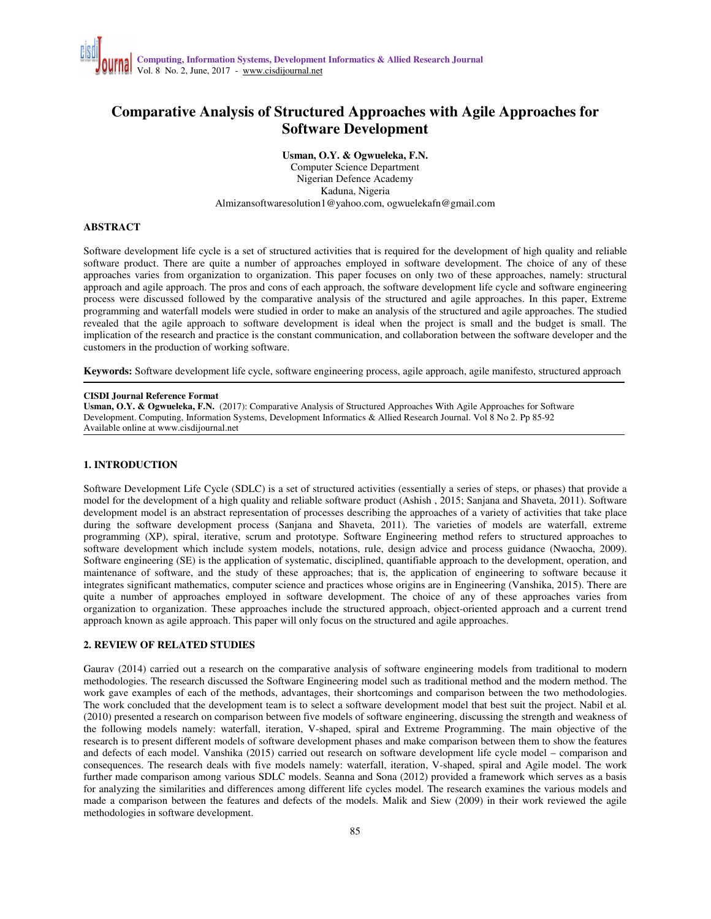# Comparative Analysis of Structured Approaches with Agile Approaches for Software Development

**Usman, O.Y. & Ogwueleka, F.N.**
Computer Science Department
Nigerian Defence Academy
Kaduna, Nigeria
Almizansoftwaresolution1@yahoo.com, ogwuelekafn@gmail.com

## ABSTRACT

Software development life cycle is a set of structured activities that is required for the development of high quality and reliable software product. There are quite a number of approaches employed in software development. The choice of any of these approaches varies from organization to organization. This paper focuses on only two of these approaches, namely: structural approach and agile approach. The pros and cons of each approach, the software development life cycle and software engineering process were discussed followed by the comparative analysis of the structured and agile approaches. In this paper, Extreme programming and waterfall models were studied in order to make an analysis of the structured and agile approaches. The studied revealed that the agile approach to software development is ideal when the project is small and the budget is small. The implication of the research and practice is the constant communication, and collaboration between the software developer and the customers in the production of working software.

**Keywords:** Software development life cycle, software engineering process, agile approach, agile manifesto, structured approach

**CISDI Journal Reference Format**
**Usman, O.Y. & Ogwueleka, F.N.** (2017): Comparative Analysis of Structured Approaches With Agile Approaches for Software Development. Computing, Information Systems, Development Informatics & Allied Research Journal. Vol 8 No 2. Pp 85-92
Available online at www.cisdijournal.net

## 1. INTRODUCTION

Software Development Life Cycle (SDLC) is a set of structured activities (essentially a series of steps, or phases) that provide a model for the development of a high quality and reliable software product (Ashish , 2015; Sanjana and Shaveta, 2011). Software development model is an abstract representation of processes describing the approaches of a variety of activities that take place during the software development process (Sanjana and Shaveta, 2011). The varieties of models are waterfall, extreme programming (XP), spiral, iterative, scrum and prototype. Software Engineering method refers to structured approaches to software development which include system models, notations, rule, design advice and process guidance (Nwaocha, 2009). Software engineering (SE) is the application of systematic, disciplined, quantifiable approach to the development, operation, and maintenance of software, and the study of these approaches; that is, the application of engineering to software because it integrates significant mathematics, computer science and practices whose origins are in Engineering (Vanshika, 2015). There are quite a number of approaches employed in software development. The choice of any of these approaches varies from organization to organization. These approaches include the structured approach, object-oriented approach and a current trend approach known as agile approach. This paper will only focus on the structured and agile approaches.

## 2. REVIEW OF RELATED STUDIES

Gaurav (2014) carried out a research on the comparative analysis of software engineering models from traditional to modern methodologies. The research discussed the Software Engineering model such as traditional method and the modern method. The work gave examples of each of the methods, advantages, their shortcomings and comparison between the two methodologies. The work concluded that the development team is to select a software development model that best suit the project. Nabil et al. (2010) presented a research on comparison between five models of software engineering, discussing the strength and weakness of the following models namely: waterfall, iteration, V-shaped, spiral and Extreme Programming. The main objective of the research is to present different models of software development phases and make comparison between them to show the features and defects of each model. Vanshika (2015) carried out research on software development life cycle model – comparison and consequences. The research deals with five models namely: waterfall, iteration, V-shaped, spiral and Agile model. The work further made comparison among various SDLC models. Seanna and Sona (2012) provided a framework which serves as a basis for analyzing the similarities and differences among different life cycles model. The research examines the various models and made a comparison between the features and defects of the models. Malik and Siew (2009) in their work reviewed the agile methodologies in software development.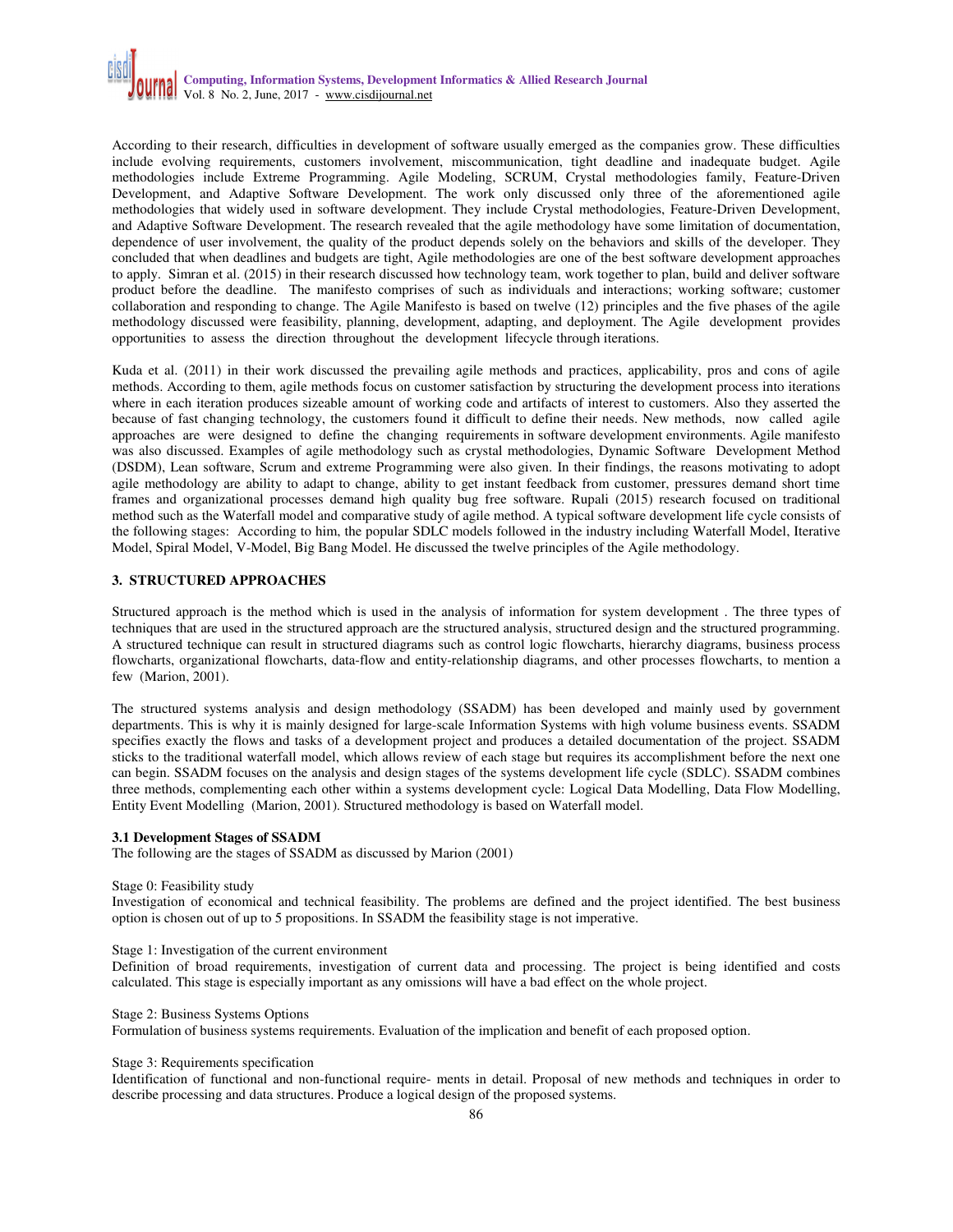According to their research, difficulties in development of software usually emerged as the companies grow. These difficulties include evolving requirements, customers involvement, miscommunication, tight deadline and inadequate budget. Agile methodologies include Extreme Programming. Agile Modeling, SCRUM, Crystal methodologies family, Feature-Driven Development, and Adaptive Software Development. The work only discussed only three of the aforementioned agile methodologies that widely used in software development. They include Crystal methodologies, Feature-Driven Development, and Adaptive Software Development. The research revealed that the agile methodology have some limitation of documentation, dependence of user involvement, the quality of the product depends solely on the behaviors and skills of the developer. They concluded that when deadlines and budgets are tight, Agile methodologies are one of the best software development approaches to apply. Simran et al. (2015) in their research discussed how technology team, work together to plan, build and deliver software product before the deadline. The manifesto comprises of such as individuals and interactions; working software; customer collaboration and responding to change. The Agile Manifesto is based on twelve (12) principles and the five phases of the agile methodology discussed were feasibility, planning, development, adapting, and deployment. The Agile development provides opportunities to assess the direction throughout the development lifecycle through iterations.

Kuda et al. (2011) in their work discussed the prevailing agile methods and practices, applicability, pros and cons of agile methods. According to them, agile methods focus on customer satisfaction by structuring the development process into iterations where in each iteration produces sizeable amount of working code and artifacts of interest to customers. Also they asserted the because of fast changing technology, the customers found it difficult to define their needs. New methods, now called agile approaches are were designed to define the changing requirements in software development environments. Agile manifesto was also discussed. Examples of agile methodology such as crystal methodologies, Dynamic Software Development Method (DSDM), Lean software, Scrum and extreme Programming were also given. In their findings, the reasons motivating to adopt agile methodology are ability to adapt to change, ability to get instant feedback from customer, pressures demand short time frames and organizational processes demand high quality bug free software. Rupali (2015) research focused on traditional method such as the Waterfall model and comparative study of agile method. A typical software development life cycle consists of the following stages: According to him, the popular SDLC models followed in the industry including Waterfall Model, Iterative Model, Spiral Model, V-Model, Big Bang Model. He discussed the twelve principles of the Agile methodology.

## 3. STRUCTURED APPROACHES

Structured approach is the method which is used in the analysis of information for system development . The three types of techniques that are used in the structured approach are the structured analysis, structured design and the structured programming. A structured technique can result in structured diagrams such as control logic flowcharts, hierarchy diagrams, business process flowcharts, organizational flowcharts, data-flow and entity-relationship diagrams, and other processes flowcharts, to mention a few (Marion, 2001).

The structured systems analysis and design methodology (SSADM) has been developed and mainly used by government departments. This is why it is mainly designed for large-scale Information Systems with high volume business events. SSADM specifies exactly the flows and tasks of a development project and produces a detailed documentation of the project. SSADM sticks to the traditional waterfall model, which allows review of each stage but requires its accomplishment before the next one can begin. SSADM focuses on the analysis and design stages of the systems development life cycle (SDLC). SSADM combines three methods, complementing each other within a systems development cycle: Logical Data Modelling, Data Flow Modelling, Entity Event Modelling (Marion, 2001). Structured methodology is based on Waterfall model.

### 3.1 Development Stages of SSADM

The following are the stages of SSADM as discussed by Marion (2001)

Stage 0: Feasibility study

Investigation of economical and technical feasibility. The problems are defined and the project identified. The best business option is chosen out of up to 5 propositions. In SSADM the feasibility stage is not imperative.

Stage 1: Investigation of the current environment

Definition of broad requirements, investigation of current data and processing. The project is being identified and costs calculated. This stage is especially important as any omissions will have a bad effect on the whole project.

Stage 2: Business Systems Options

Formulation of business systems requirements. Evaluation of the implication and benefit of each proposed option.

Stage 3: Requirements specification

Identification of functional and non-functional require- ments in detail. Proposal of new methods and techniques in order to describe processing and data structures. Produce a logical design of the proposed systems.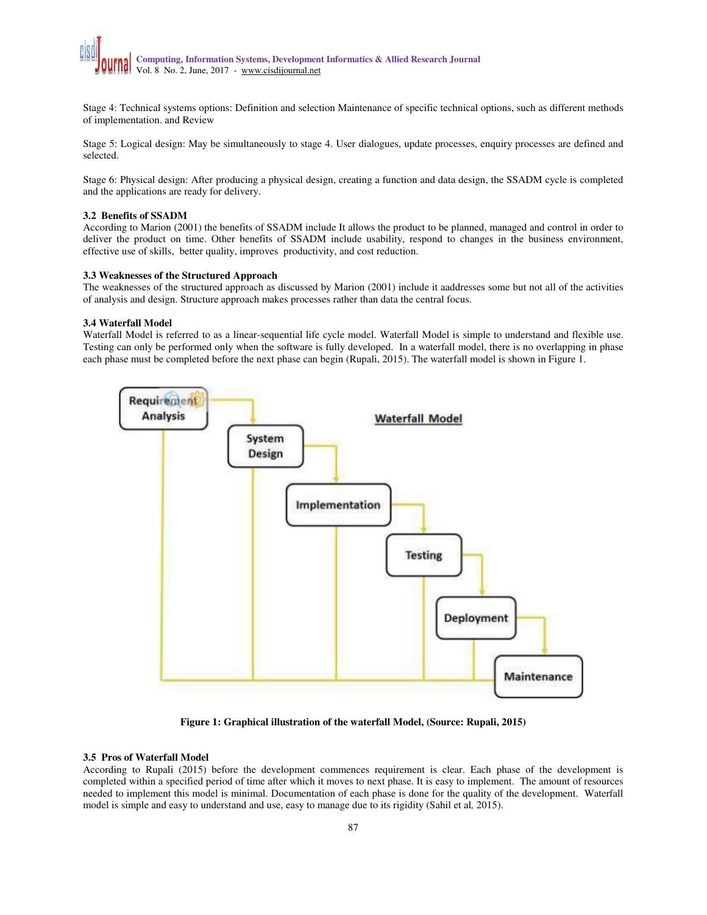Stage 4: Technical systems options: Definition and selection Maintenance of specific technical options, such as different methods of implementation. and Review

Stage 5: Logical design: May be simultaneously to stage 4. User dialogues, update processes, enquiry processes are defined and selected.

Stage 6: Physical design: After producing a physical design, creating a function and data design, the SSADM cycle is completed and the applications are ready for delivery.

### 3.2 Benefits of SSADM

According to Marion (2001) the benefits of SSADM include It allows the product to be planned, managed and control in order to deliver the product on time. Other benefits of SSADM include usability, respond to changes in the business environment, effective use of skills, better quality, improves productivity, and cost reduction.

### 3.3 Weaknesses of the Structured Approach

The weaknesses of the structured approach as discussed by Marion (2001) include it aaddresses some but not all of the activities of analysis and design. Structure approach makes processes rather than data the central focus.

### 3.4 Waterfall Model

Waterfall Model is referred to as a linear-sequential life cycle model. Waterfall Model is simple to understand and flexible use. Testing can only be performed only when the software is fully developed. In a waterfall model, there is no overlapping in phase each phase must be completed before the next phase can begin (Rupali, 2015). The waterfall model is shown in Figure 1.

**Figure 1: Graphical illustration of the waterfall Model, (Source: Rupali, 2015)**

### 3.5 Pros of Waterfall Model

According to Rupali (2015) before the development commences requirement is clear. Each phase of the development is completed within a specified period of time after which it moves to next phase. It is easy to implement. The amount of resources needed to implement this model is minimal. Documentation of each phase is done for the quality of the development. Waterfall model is simple and easy to understand and use, easy to manage due to its rigidity (Sahil et al, 2015).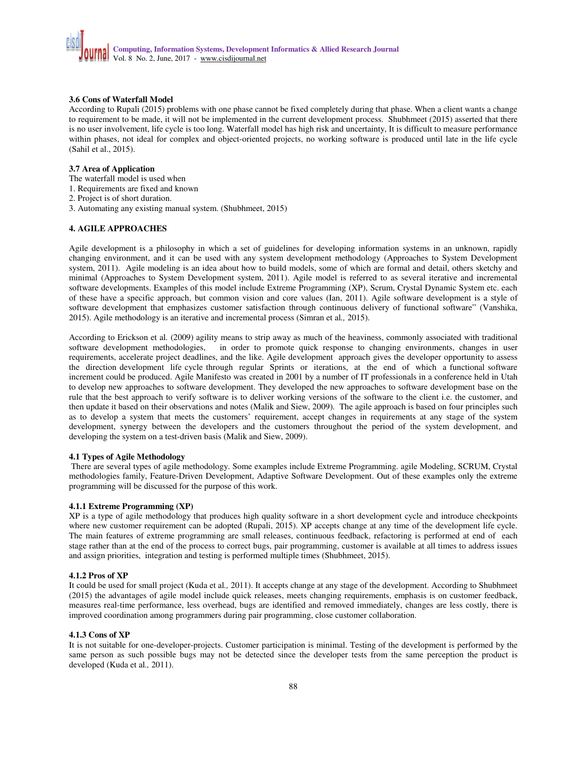### 3.6 Cons of Waterfall Model

According to Rupali (2015) problems with one phase cannot be fixed completely during that phase. When a client wants a change to requirement to be made, it will not be implemented in the current development process. Shubhmeet (2015) asserted that there is no user involvement, life cycle is too long. Waterfall model has high risk and uncertainty, It is difficult to measure performance within phases, not ideal for complex and object-oriented projects, no working software is produced until late in the life cycle (Sahil et al., 2015).

### 3.7 Area of Application

The waterfall model is used when

1. Requirements are fixed and known
2. Project is of short duration.
3. Automating any existing manual system. (Shubhmeet, 2015)

## 4. AGILE APPROACHES

Agile development is a philosophy in which a set of guidelines for developing information systems in an unknown, rapidly changing environment, and it can be used with any system development methodology (Approaches to System Development system, 2011). Agile modeling is an idea about how to build models, some of which are formal and detail, others sketchy and minimal (Approaches to System Development system, 2011). Agile model is referred to as several iterative and incremental software developments. Examples of this model include Extreme Programming (XP), Scrum, Crystal Dynamic System etc. each of these have a specific approach, but common vision and core values (Ian, 2011). Agile software development is a style of software development that emphasizes customer satisfaction through continuous delivery of functional software" (Vanshika, 2015). Agile methodology is an iterative and incremental process (Simran et al*.,* 2015).

According to Erickson et al*.* (2009) agility means to strip away as much of the heaviness, commonly associated with traditional software development methodologies, in order to promote quick response to changing environments, changes in user requirements, accelerate project deadlines, and the like. Agile development approach gives the developer opportunity to assess the direction development life cycle through regular Sprints or iterations, at the end of which a functional software increment could be produced. Agile Manifesto was created in 2001 by a number of IT professionals in a conference held in Utah to develop new approaches to software development. They developed the new approaches to software development base on the rule that the best approach to verify software is to deliver working versions of the software to the client i.e. the customer, and then update it based on their observations and notes (Malik and Siew, 2009). The agile approach is based on four principles such as to develop a system that meets the customers' requirement, accept changes in requirements at any stage of the system development, synergy between the developers and the customers throughout the period of the system development, and developing the system on a test-driven basis (Malik and Siew, 2009).

### 4.1 Types of Agile Methodology

There are several types of agile methodology. Some examples include Extreme Programming. agile Modeling, SCRUM, Crystal methodologies family, Feature-Driven Development, Adaptive Software Development. Out of these examples only the extreme programming will be discussed for the purpose of this work.

#### 4.1.1 Extreme Programming (XP)

XP is a type of agile methodology that produces high quality software in a short development cycle and introduce checkpoints where new customer requirement can be adopted (Rupali, 2015). XP accepts change at any time of the development life cycle. The main features of extreme programming are small releases, continuous feedback, refactoring is performed at end of each stage rather than at the end of the process to correct bugs, pair programming, customer is available at all times to address issues and assign priorities, integration and testing is performed multiple times (Shubhmeet, 2015).

#### 4.1.2 Pros of XP

It could be used for small project (Kuda et al*.,* 2011). It accepts change at any stage of the development. According to Shubhmeet (2015) the advantages of agile model include quick releases, meets changing requirements, emphasis is on customer feedback, measures real-time performance, less overhead, bugs are identified and removed immediately, changes are less costly, there is improved coordination among programmers during pair programming, close customer collaboration.

#### 4.1.3 Cons of XP

It is not suitable for one-developer-projects. Customer participation is minimal. Testing of the development is performed by the same person as such possible bugs may not be detected since the developer tests from the same perception the product is developed (Kuda et al*.,* 2011).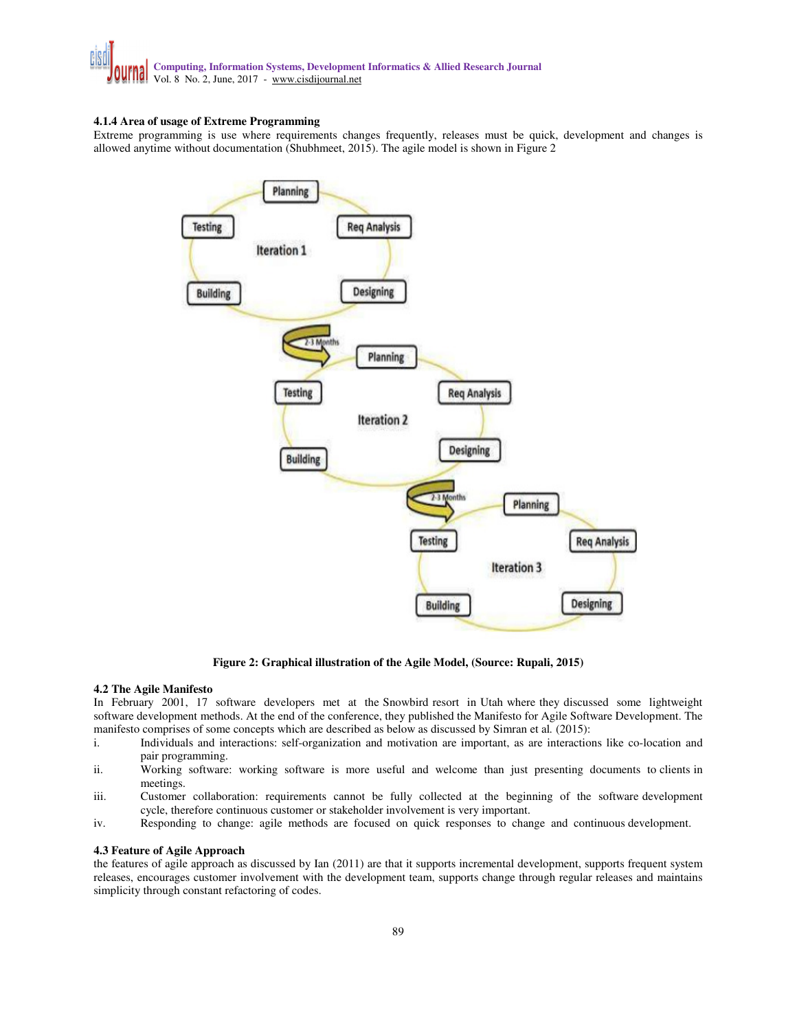#### 4.1.4 Area of usage of Extreme Programming

Extreme programming is use where requirements changes frequently, releases must be quick, development and changes is allowed anytime without documentation (Shubhmeet, 2015). The agile model is shown in Figure 2

**Figure 2: Graphical illustration of the Agile Model, (Source: Rupali, 2015)**

### 4.2 The Agile Manifesto

In February 2001, 17 software developers met at the Snowbird resort in Utah where they discussed some lightweight software development methods. At the end of the conference, they published the Manifesto for Agile Software Development. The manifesto comprises of some concepts which are described as below as discussed by Simran et al. (2015):

i. Individuals and interactions: self-organization and motivation are important, as are interactions like co-location and pair programming.
ii. Working software: working software is more useful and welcome than just presenting documents to clients in meetings.
iii. Customer collaboration: requirements cannot be fully collected at the beginning of the software development cycle, therefore continuous customer or stakeholder involvement is very important.
iv. Responding to change: agile methods are focused on quick responses to change and continuous development.

### 4.3 Feature of Agile Approach

the features of agile approach as discussed by Ian (2011) are that it supports incremental development, supports frequent system releases, encourages customer involvement with the development team, supports change through regular releases and maintains simplicity through constant refactoring of codes.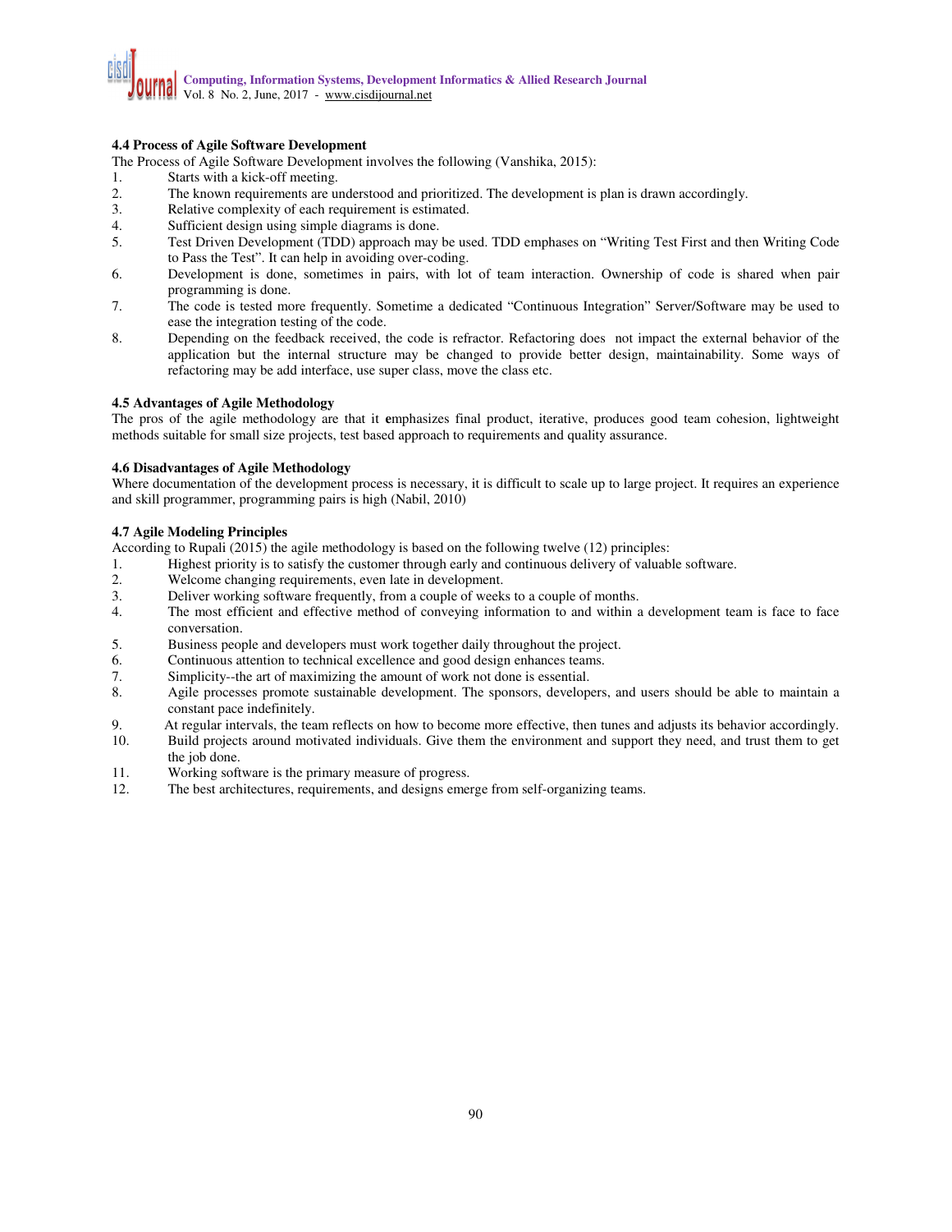### 4.4 Process of Agile Software Development

The Process of Agile Software Development involves the following (Vanshika, 2015):

1. Starts with a kick-off meeting.
2. The known requirements are understood and prioritized. The development is plan is drawn accordingly.
3. Relative complexity of each requirement is estimated.
4. Sufficient design using simple diagrams is done.
5. Test Driven Development (TDD) approach may be used. TDD emphases on "Writing Test First and then Writing Code to Pass the Test". It can help in avoiding over-coding.
6. Development is done, sometimes in pairs, with lot of team interaction. Ownership of code is shared when pair programming is done.
7. The code is tested more frequently. Sometime a dedicated "Continuous Integration" Server/Software may be used to ease the integration testing of the code.
8. Depending on the feedback received, the code is refractor. Refactoring does not impact the external behavior of the application but the internal structure may be changed to provide better design, maintainability. Some ways of refactoring may be add interface, use super class, move the class etc.

### 4.5 Advantages of Agile Methodology

The pros of the agile methodology are that it **e**mphasizes final product, iterative, produces good team cohesion, lightweight methods suitable for small size projects, test based approach to requirements and quality assurance.

### 4.6 Disadvantages of Agile Methodology

Where documentation of the development process is necessary, it is difficult to scale up to large project. It requires an experience and skill programmer, programming pairs is high (Nabil, 2010)

### 4.7 Agile Modeling Principles

According to Rupali (2015) the agile methodology is based on the following twelve (12) principles:

1. Highest priority is to satisfy the customer through early and continuous delivery of valuable software.
2. Welcome changing requirements, even late in development.
3. Deliver working software frequently, from a couple of weeks to a couple of months.
4. The most efficient and effective method of conveying information to and within a development team is face to face conversation.
5. Business people and developers must work together daily throughout the project.
6. Continuous attention to technical excellence and good design enhances teams.
7. Simplicity--the art of maximizing the amount of work not done is essential.
8. Agile processes promote sustainable development. The sponsors, developers, and users should be able to maintain a constant pace indefinitely.
9. At regular intervals, the team reflects on how to become more effective, then tunes and adjusts its behavior accordingly.
10. Build projects around motivated individuals. Give them the environment and support they need, and trust them to get the job done.
11. Working software is the primary measure of progress.
12. The best architectures, requirements, and designs emerge from self-organizing teams.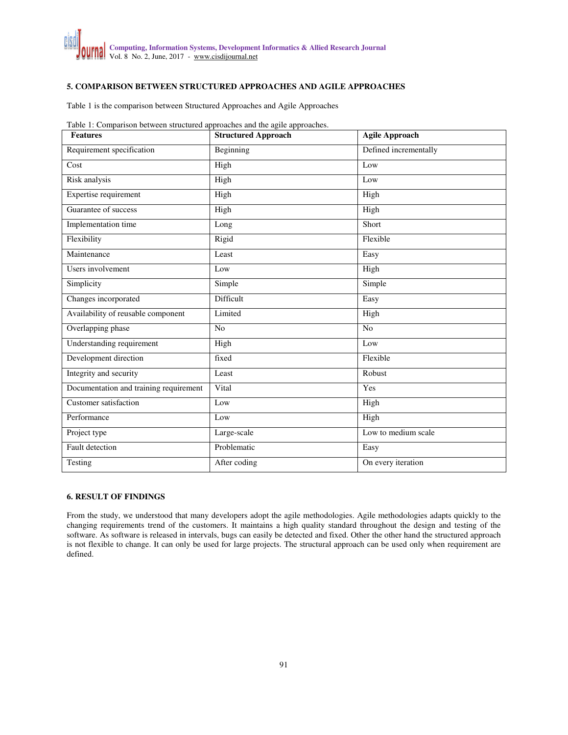## 5. COMPARISON BETWEEN STRUCTURED APPROACHES AND AGILE APPROACHES

Table 1 is the comparison between Structured Approaches and Agile Approaches

Table 1: Comparison between structured approaches and the agile approaches.

| Features | Structured Approach | Agile Approach |
|---|---|---|
| Requirement specification | Beginning | Defined incrementally |
| Cost | High | Low |
| Risk analysis | High | Low |
| Expertise requirement | High | High |
| Guarantee of success | High | High |
| Implementation time | Long | Short |
| Flexibility | Rigid | Flexible |
| Maintenance | Least | Easy |
| Users involvement | Low | High |
| Simplicity | Simple | Simple |
| Changes incorporated | Difficult | Easy |
| Availability of reusable component | Limited | High |
| Overlapping phase | No | No |
| Understanding requirement | High | Low |
| Development direction | fixed | Flexible |
| Integrity and security | Least | Robust |
| Documentation and training requirement | Vital | Yes |
| Customer satisfaction | Low | High |
| Performance | Low | High |
| Project type | Large-scale | Low to medium scale |
| Fault detection | Problematic | Easy |
| Testing | After coding | On every iteration |

## 6. RESULT OF FINDINGS

From the study, we understood that many developers adopt the agile methodologies. Agile methodologies adapts quickly to the changing requirements trend of the customers. It maintains a high quality standard throughout the design and testing of the software. As software is released in intervals, bugs can easily be detected and fixed. Other the other hand the structured approach is not flexible to change. It can only be used for large projects. The structural approach can be used only when requirement are defined.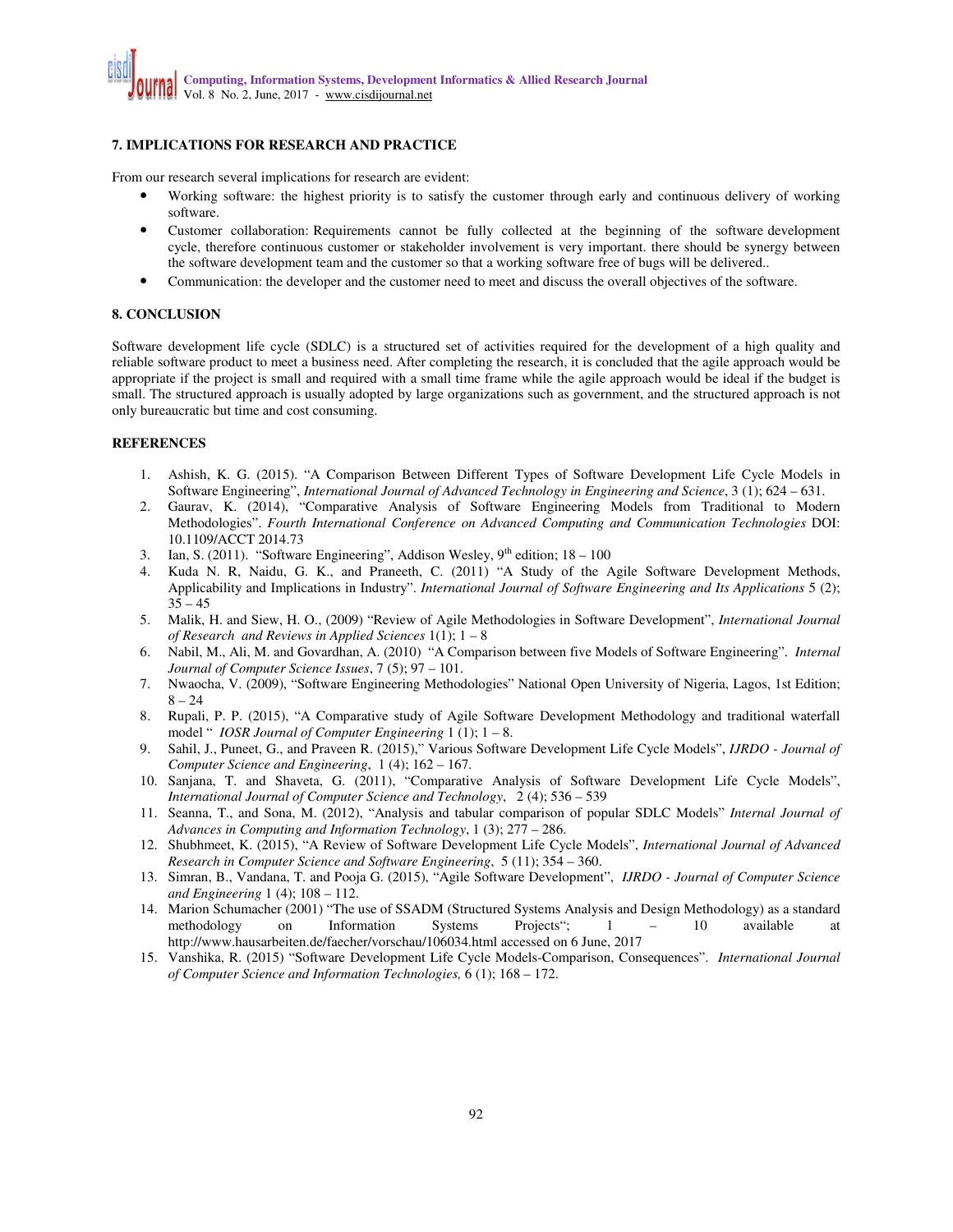## 7. IMPLICATIONS FOR RESEARCH AND PRACTICE

From our research several implications for research are evident:

- Working software: the highest priority is to satisfy the customer through early and continuous delivery of working software.
- Customer collaboration: Requirements cannot be fully collected at the beginning of the software development cycle, therefore continuous customer or stakeholder involvement is very important. there should be synergy between the software development team and the customer so that a working software free of bugs will be delivered..
- Communication: the developer and the customer need to meet and discuss the overall objectives of the software.

## 8. CONCLUSION

Software development life cycle (SDLC) is a structured set of activities required for the development of a high quality and reliable software product to meet a business need. After completing the research, it is concluded that the agile approach would be appropriate if the project is small and required with a small time frame while the agile approach would be ideal if the budget is small. The structured approach is usually adopted by large organizations such as government, and the structured approach is not only bureaucratic but time and cost consuming.

## REFERENCES

1. Ashish, K. G. (2015). "A Comparison Between Different Types of Software Development Life Cycle Models in Software Engineering", *International Journal of Advanced Technology in Engineering and Science*, 3 (1); 624 – 631.
2. Gaurav, K. (2014), "Comparative Analysis of Software Engineering Models from Traditional to Modern Methodologies". *Fourth International Conference on Advanced Computing and Communication Technologies* DOI: 10.1109/ACCT 2014.73
3. Ian, S. (2011). "Software Engineering", Addison Wesley, 9th edition; 18 – 100
4. Kuda N. R, Naidu, G. K., and Praneeth, C. (2011) "A Study of the Agile Software Development Methods, Applicability and Implications in Industry". *International Journal of Software Engineering and Its Applications* 5 (2); 35 – 45
5. Malik, H. and Siew, H. O., (2009) "Review of Agile Methodologies in Software Development", *International Journal of Research and Reviews in Applied Sciences* 1(1); 1 – 8
6. Nabil, M., Ali, M. and Govardhan, A. (2010) "A Comparison between five Models of Software Engineering". *Internal Journal of Computer Science Issues*, 7 (5); 97 – 101.
7. Nwaocha, V. (2009), "Software Engineering Methodologies" National Open University of Nigeria, Lagos, 1st Edition; 8 – 24
8. Rupali, P. P. (2015), "A Comparative study of Agile Software Development Methodology and traditional waterfall model " *IOSR Journal of Computer Engineering* 1 (1); 1 – 8.
9. Sahil, J., Puneet, G., and Praveen R. (2015)," Various Software Development Life Cycle Models", *IJRDO - Journal of Computer Science and Engineering*, 1 (4); 162 – 167.
10. Sanjana, T. and Shaveta, G. (2011), "Comparative Analysis of Software Development Life Cycle Models", *International Journal of Computer Science and Technology*, 2 (4); 536 – 539
11. Seanna, T., and Sona, M. (2012), "Analysis and tabular comparison of popular SDLC Models" *Internal Journal of Advances in Computing and Information Technology*, 1 (3); 277 – 286.
12. Shubhmeet, K. (2015), "A Review of Software Development Life Cycle Models", *International Journal of Advanced Research in Computer Science and Software Engineering*, 5 (11); 354 – 360.
13. Simran, B., Vandana, T. and Pooja G. (2015), "Agile Software Development", *IJRDO - Journal of Computer Science and Engineering* 1 (4); 108 – 112.
14. Marion Schumacher (2001) "The use of SSADM (Structured Systems Analysis and Design Methodology) as a standard methodology on Information Systems Projects"; 1 – 10 available at http://www.hausarbeiten.de/faecher/vorschau/106034.html accessed on 6 June, 2017
15. Vanshika, R. (2015) "Software Development Life Cycle Models-Comparison, Consequences". *International Journal of Computer Science and Information Technologies,* 6 (1); 168 – 172.